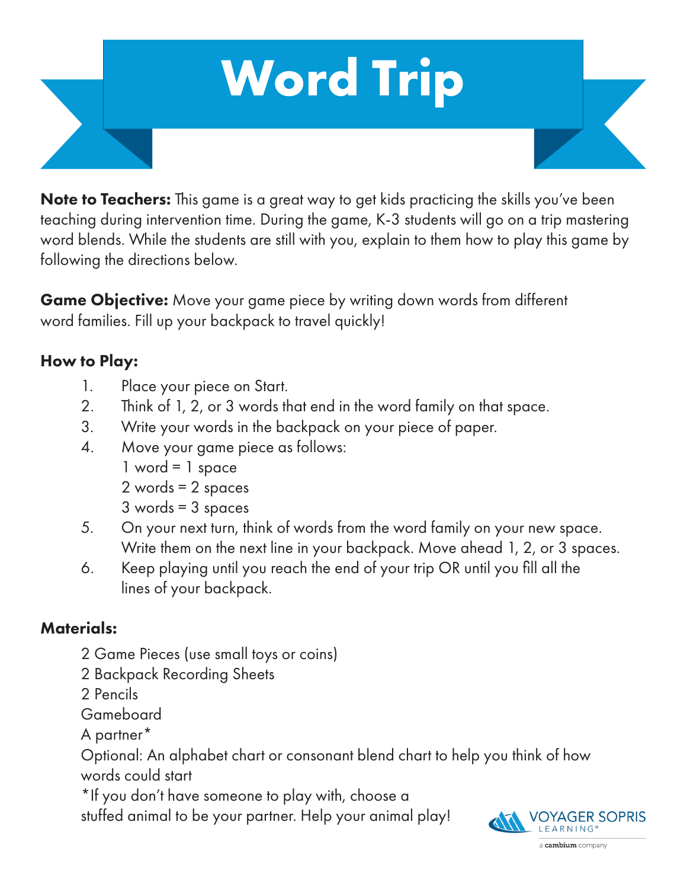# Word Trip

**Note to Teachers:** This game is a great way to get kids practicing the skills you've been teaching during intervention time. During the game, K-3 students will go on a trip mastering word blends. While the students are still with you, explain to them how to play this game by following the directions below.

**Game Objective:** Move your game piece by writing down words from different word families. Fill up your backpack to travel quickly!

## How to Play:

1. Place your piece on Start.
2. Think of 1, 2, or 3 words that end in the word family on that space.
3. Write your words in the backpack on your piece of paper.
4. Move your game piece as follows:
   1 word = 1 space
   2 words = 2 spaces
   3 words = 3 spaces
5. On your next turn, think of words from the word family on your new space. Write them on the next line in your backpack. Move ahead 1, 2, or 3 spaces.
6. Keep playing until you reach the end of your trip OR until you fill all the lines of your backpack.

## Materials:

2 Game Pieces (use small toys or coins)
2 Backpack Recording Sheets
2 Pencils
Gameboard
A partner*
Optional: An alphabet chart or consonant blend chart to help you think of how words could start
*If you don't have someone to play with, choose a stuffed animal to be your partner. Help your animal play!

VOYAGER SOPRIS LEARNING®
a cambium company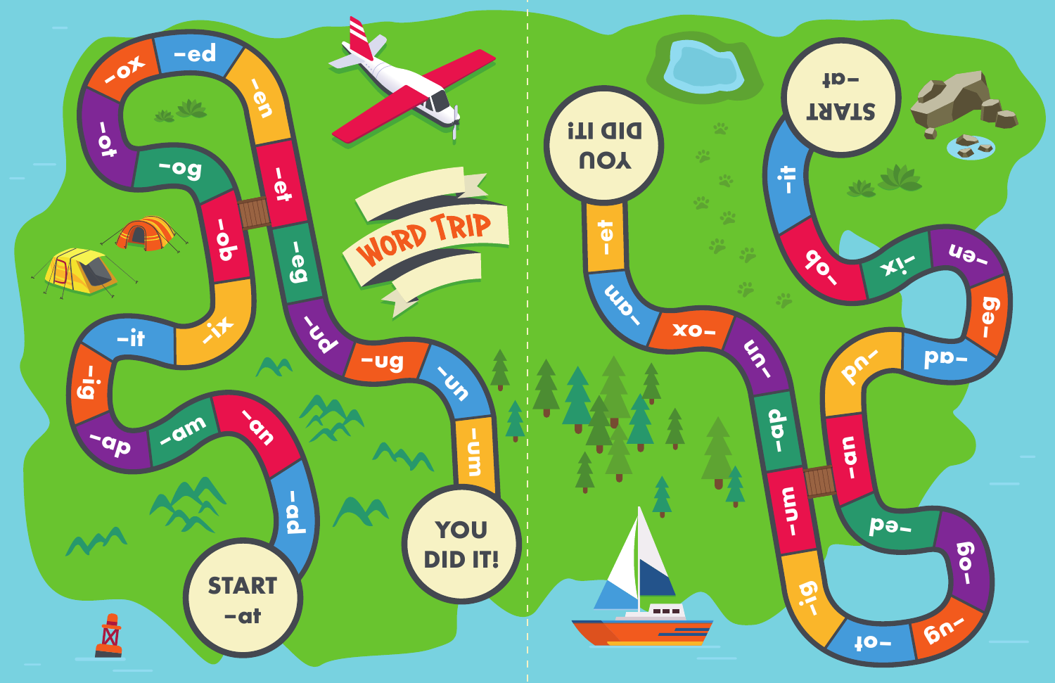# WORD TRIP

START
-at

-ad
-an
-am
-ap
-ig
-it
-ix
-ob
-og
-ot
-ox
-ed
-en
-et
-eg
-ud
-ug
-un
-um

YOU DID IT!

START
-at

-it
-ob
-ix
-en
-eg
-ad
-ud
-an
-ed
-og
-ug
-ot
-ig
-um
-ap
-un
-ox
-am
-et

YOU DID IT!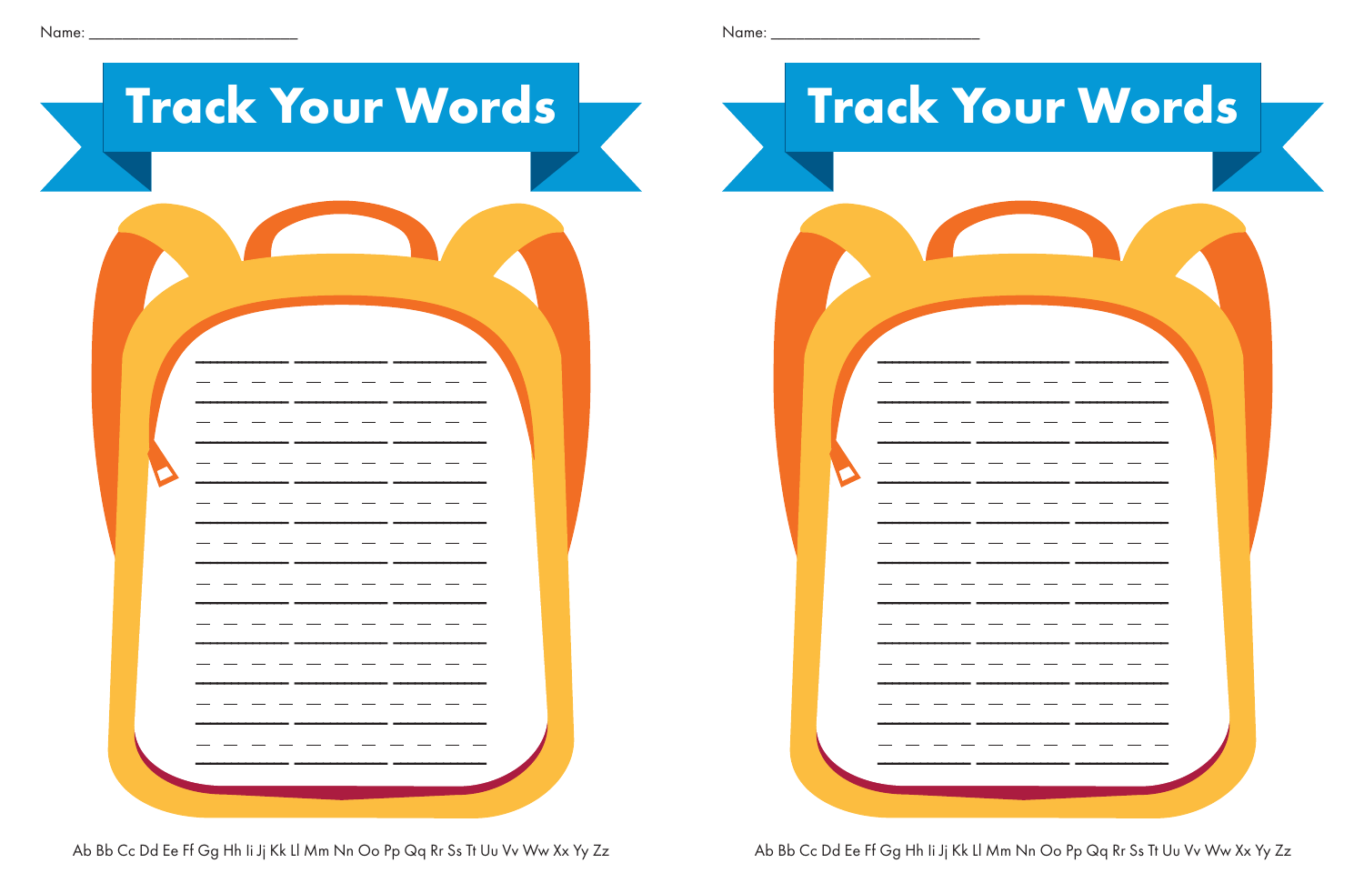Name: ________________________

# Track Your Words

Ab Bb Cc Dd Ee Ff Gg Hh Ii Jj Kk Ll Mm Nn Oo Pp Qq Rr Ss Tt Uu Vv Ww Xx Yy Zz

Name: ________________________

# Track Your Words

Ab Bb Cc Dd Ee Ff Gg Hh Ii Jj Kk Ll Mm Nn Oo Pp Qq Rr Ss Tt Uu Vv Ww Xx Yy Zz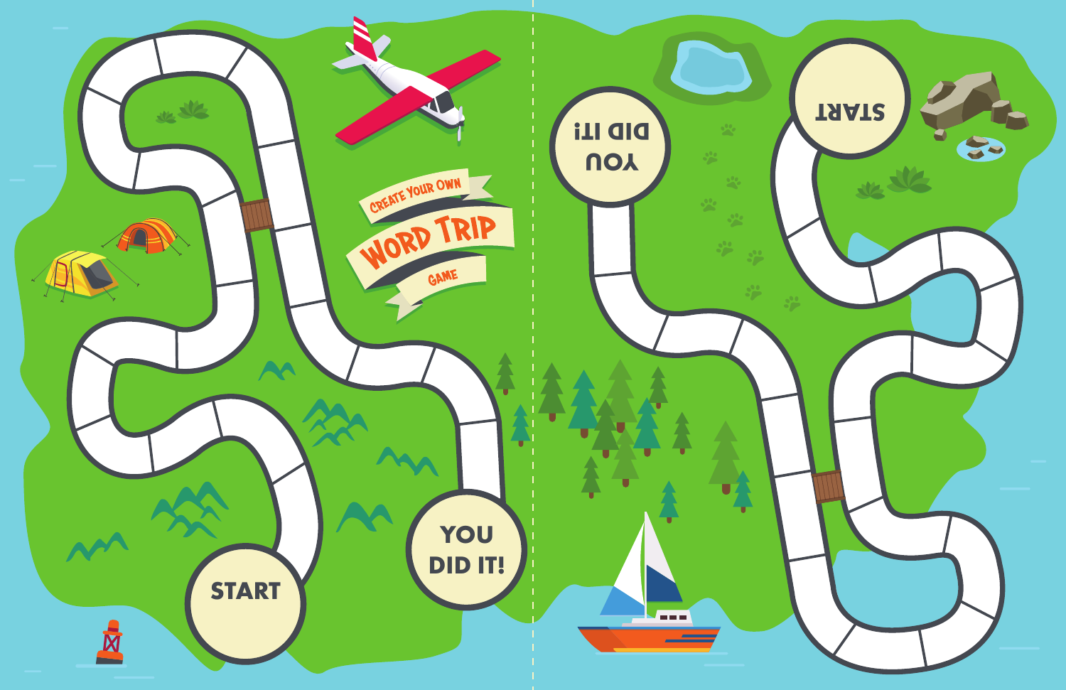CREATE YOUR OWN

# WORD TRIP

GAME

START

YOU DID IT!

START

YOU DID IT!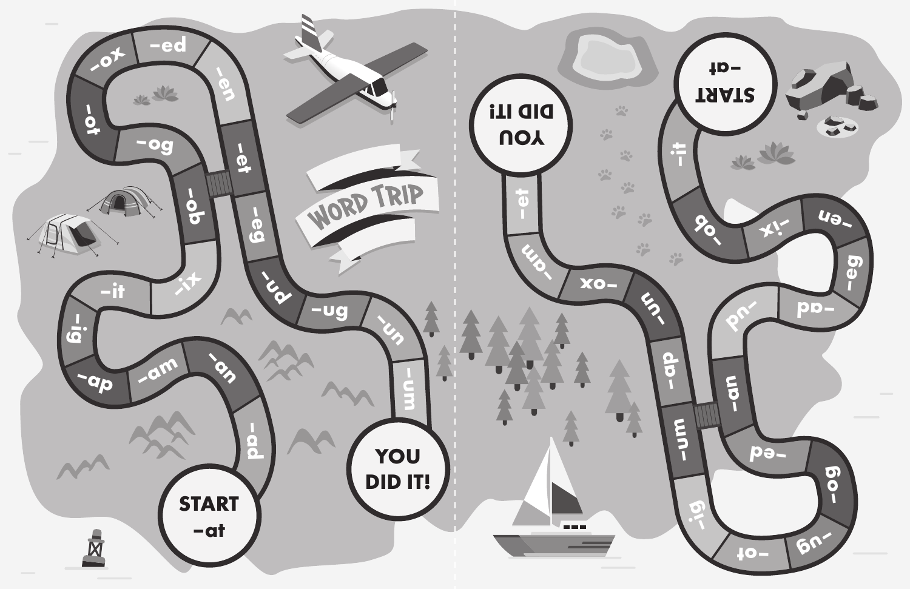# WORD TRIP

START
–at

–ad

–an

–am

–ap

–ig

–it

–ix

–ob

–og

–ot

–ox

–ed

–en

–et

–eg

–ud

–ug

–un

–um

YOU
DID IT!

START
–at

–it

–ob

–ix

–en

–eg

–ad

–ud

–an

–ed

–og

–ug

–ot

–ig

–um

–ap

–un

–ox

–am

–et

YOU
DID IT!